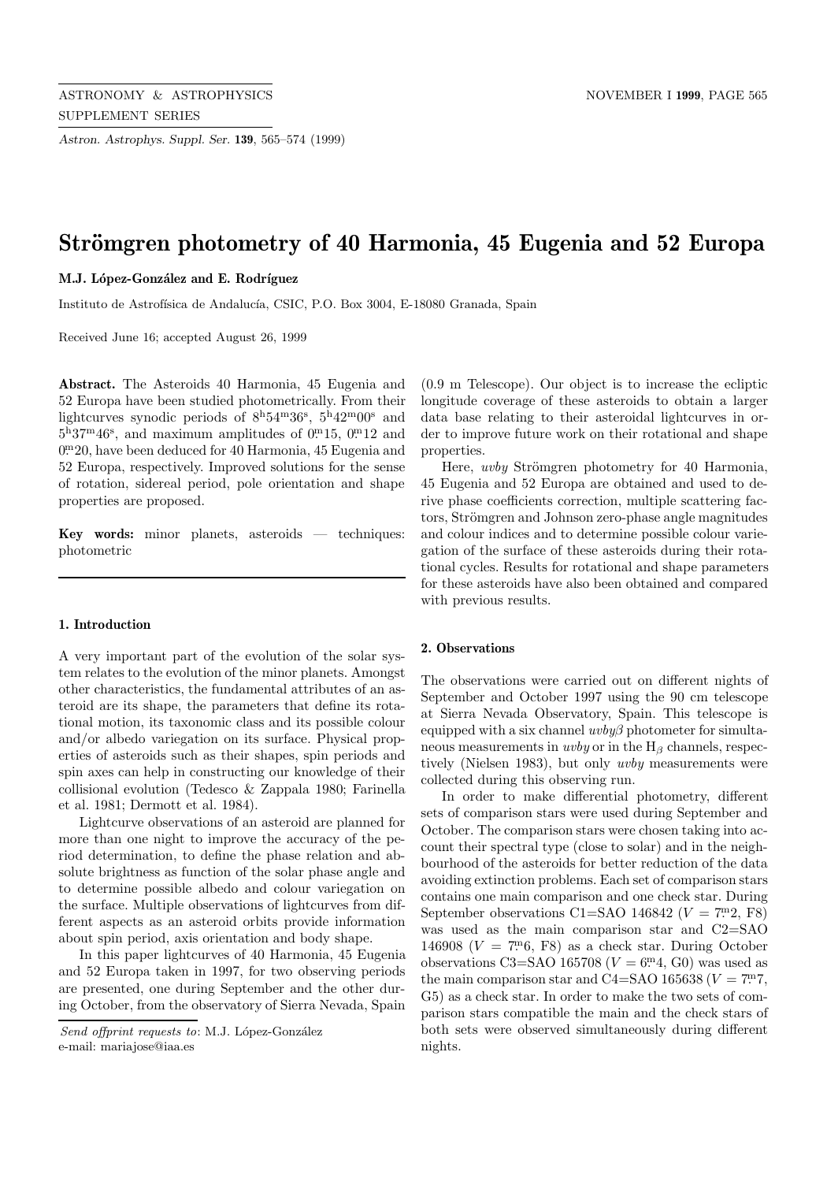# Strömgren photometry of 40 Harmonia, 45 Eugenia and 52 Europa

**M.J. López-González and E. Rodríguez**

Instituto de Astrofísica de Andalucía, CSIC, P.O. Box 3004, E-18080 Granada, Spain

Received June 16; accepted August 26, 1999

**Abstract.** The Asteroids 40 Harmonia, 45 Eugenia and 52 Europa have been studied photometrically. From their lightcurves synodic periods of $8^h54^m36^s$, $5^h42^m00^s$ and $5^h37^m46^s$, and maximum amplitudes of $0\overset{m}{.}15$, $0\overset{m}{.}12$ and $0\overset{m}{.}20$, have been deduced for 40 Harmonia, 45 Eugenia and 52 Europa, respectively. Improved solutions for the sense of rotation, sidereal period, pole orientation and shape properties are proposed.

**Key words:** minor planets, asteroids — techniques: photometric

## 1. Introduction

A very important part of the evolution of the solar system relates to the evolution of the minor planets. Amongst other characteristics, the fundamental attributes of an asteroid are its shape, the parameters that define its rotational motion, its taxonomic class and its possible colour and/or albedo variegation on its surface. Physical properties of asteroids such as their shapes, spin periods and spin axes can help in constructing our knowledge of their collisional evolution (Tedesco & Zappala 1980; Farinella et al. 1981; Dermott et al. 1984).

Lightcurve observations of an asteroid are planned for more than one night to improve the accuracy of the period determination, to define the phase relation and absolute brightness as function of the solar phase angle and to determine possible albedo and colour variegation on the surface. Multiple observations of lightcurves from different aspects as an asteroid orbits provide information about spin period, axis orientation and body shape.

In this paper lightcurves of 40 Harmonia, 45 Eugenia and 52 Europa taken in 1997, for two observing periods are presented, one during September and the other during October, from the observatory of Sierra Nevada, Spain (0.9 m Telescope). Our object is to increase the ecliptic longitude coverage of these asteroids to obtain a larger data base relating to their asteroidal lightcurves in order to improve future work on their rotational and shape properties.

Here, *uvby* Strömgren photometry for 40 Harmonia, 45 Eugenia and 52 Europa are obtained and used to derive phase coefficients correction, multiple scattering factors, Strömgren and Johnson zero-phase angle magnitudes and colour indices and to determine possible colour variegation of the surface of these asteroids during their rotational cycles. Results for rotational and shape parameters for these asteroids have also been obtained and compared with previous results.

## 2. Observations

The observations were carried out on different nights of September and October 1997 using the 90 cm telescope at Sierra Nevada Observatory, Spain. This telescope is equipped with a six channel *uvbyβ* photometer for simultaneous measurements in *uvby* or in the $H_\beta$ channels, respectively (Nielsen 1983), but only *uvby* measurements were collected during this observing run.

In order to make differential photometry, different sets of comparison stars were used during September and October. The comparison stars were chosen taking into account their spectral type (close to solar) and in the neighbourhood of the asteroids for better reduction of the data avoiding extinction problems. Each set of comparison stars contains one main comparison and one check star. During September observations C1=SAO 146842 ($V = 7\overset{m}{.}2$, F8) was used as the main comparison star and C2=SAO 146908 ($V = 7\overset{m}{.}6$, F8) as a check star. During October observations C3=SAO 165708 ($V = 6\overset{m}{.}4$, G0) was used as the main comparison star and C4=SAO 165638 ($V = 7\overset{m}{.}7$, G5) as a check star. In order to make the two sets of comparison stars compatible the main and the check stars of both sets were observed simultaneously during different nights.

*Send offprint requests to*: M.J. López-González
e-mail: mariajose@iaa.es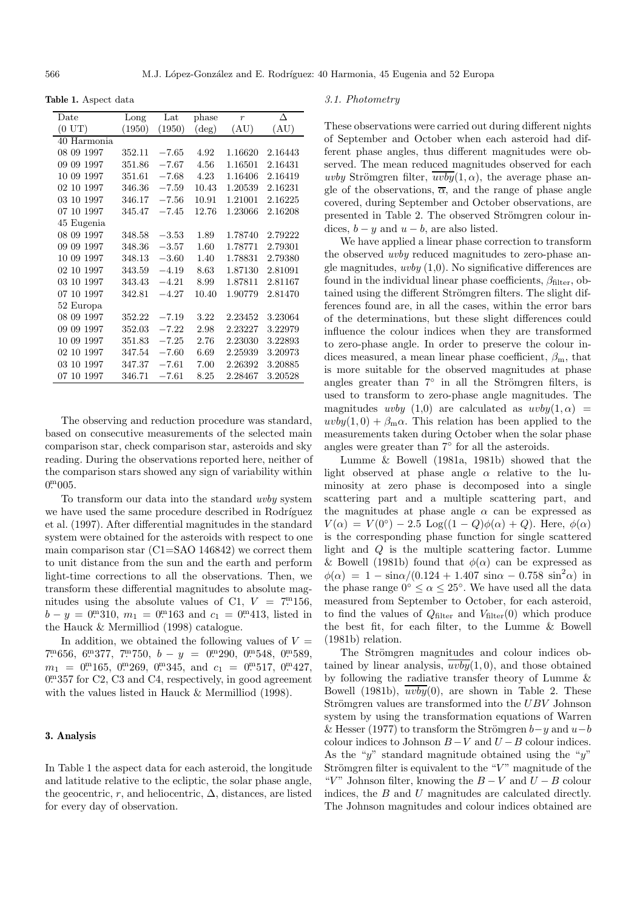**Table 1.** Aspect data

| Date (0 UT) | Long (1950) | Lat (1950) | phase (deg) | $r$ (AU) | $\Delta$ (AU) |
|---|---|---|---|---|---|
| 40 Harmonia | | | | | |
| 08 09 1997 | 352.11 | −7.65 | 4.92 | 1.16620 | 2.16443 |
| 09 09 1997 | 351.86 | −7.67 | 4.56 | 1.16501 | 2.16431 |
| 10 09 1997 | 351.61 | −7.68 | 4.23 | 1.16406 | 2.16419 |
| 02 10 1997 | 346.36 | −7.59 | 10.43 | 1.20539 | 2.16231 |
| 03 10 1997 | 346.17 | −7.56 | 10.91 | 1.21001 | 2.16225 |
| 07 10 1997 | 345.47 | −7.45 | 12.76 | 1.23066 | 2.16208 |
| 45 Eugenia | | | | | |
| 08 09 1997 | 348.58 | −3.53 | 1.89 | 1.78740 | 2.79222 |
| 09 09 1997 | 348.36 | −3.57 | 1.60 | 1.78771 | 2.79301 |
| 10 09 1997 | 348.13 | −3.60 | 1.40 | 1.78831 | 2.79380 |
| 02 10 1997 | 343.59 | −4.19 | 8.63 | 1.87130 | 2.81091 |
| 03 10 1997 | 343.43 | −4.21 | 8.99 | 1.87811 | 2.81167 |
| 07 10 1997 | 342.81 | −4.27 | 10.40 | 1.90779 | 2.81470 |
| 52 Europa | | | | | |
| 08 09 1997 | 352.22 | −7.19 | 3.22 | 2.23452 | 3.23064 |
| 09 09 1997 | 352.03 | −7.22 | 2.98 | 2.23227 | 3.22979 |
| 10 09 1997 | 351.83 | −7.25 | 2.76 | 2.23030 | 3.22893 |
| 02 10 1997 | 347.54 | −7.60 | 6.69 | 2.25939 | 3.20973 |
| 03 10 1997 | 347.37 | −7.61 | 7.00 | 2.26392 | 3.20885 |
| 07 10 1997 | 346.71 | −7.61 | 8.25 | 2.28467 | 3.20528 |

The observing and reduction procedure was standard, based on consecutive measurements of the selected main comparison star, check comparison star, asteroids and sky reading. During the observations reported here, neither of the comparison stars showed any sign of variability within $0\overset{\rm m}{.}005$.

To transform our data into the standard *uvby* system we have used the same procedure described in Rodríguez et al. (1997). After differential magnitudes in the standard system were obtained for the asteroids with respect to one main comparison star (C1=SAO 146842) we correct them to unit distance from the sun and the earth and perform light-time corrections to all the observations. Then, we transform these differential magnitudes to absolute magnitudes using the absolute values of C1, $V = 7\overset{\rm m}{.}156$, $b-y = 0\overset{\rm m}{.}310$, $m_1 = 0\overset{\rm m}{.}163$ and $c_1 = 0\overset{\rm m}{.}413$, listed in the Hauck & Mermilliod (1998) catalogue.

In addition, we obtained the following values of $V = 7\overset{\rm m}{.}656$, $6\overset{\rm m}{.}377$, $7\overset{\rm m}{.}750$, $b-y = 0\overset{\rm m}{.}290$, $0\overset{\rm m}{.}548$, $0\overset{\rm m}{.}589$, $m_1 = 0\overset{\rm m}{.}165$, $0\overset{\rm m}{.}269$, $0\overset{\rm m}{.}345$, and $c_1 = 0\overset{\rm m}{.}517$, $0\overset{\rm m}{.}427$, $0\overset{\rm m}{.}357$ for C2, C3 and C4, respectively, in good agreement with the values listed in Hauck & Mermilliod (1998).

## 3. Analysis

In Table 1 the aspect data for each asteroid, the longitude and latitude relative to the ecliptic, the solar phase angle, the geocentric, $r$, and heliocentric, $\Delta$, distances, are listed for every day of observation.

### 3.1. Photometry

These observations were carried out during different nights of September and October when each asteroid had different phase angles, thus different magnitudes were observed. The mean reduced magnitudes observed for each *uvby* Strömgren filter, $\overline{uvby}(1,\alpha)$, the average phase angle of the observations, $\overline{\alpha}$, and the range of phase angle covered, during September and October observations, are presented in Table 2. The observed Strömgren colour indices, $b-y$ and $u-b$, are also listed.

We have applied a linear phase correction to transform the observed *uvby* reduced magnitudes to zero-phase angle magnitudes, *uvby* (1,0). No significative differences are found in the individual linear phase coefficients, $\beta_{\rm filter}$, obtained using the different Strömgren filters. The slight differences found are, in all the cases, within the error bars of the determinations, but these slight differences could influence the colour indices when they are transformed to zero-phase angle. In order to preserve the colour indices measured, a mean linear phase coefficient, $\beta_{\rm m}$, that is more suitable for the observed magnitudes at phase angles greater than 7° in all the Strömgren filters, is used to transform to zero-phase angle magnitudes. The magnitudes *uvby* (1,0) are calculated as $uvby(1,\alpha) = uvby(1,0) + \beta_{\rm m}\alpha$. This relation has been applied to the measurements taken during October when the solar phase angles were greater than 7° for all the asteroids.

Lumme & Bowell (1981a, 1981b) showed that the light observed at phase angle $\alpha$ relative to the luminosity at zero phase is decomposed into a single scattering part and a multiple scattering part, and the magnitudes at phase angle $\alpha$ can be expressed as $V(\alpha) = V(0°) - 2.5\ {\rm Log}((1-Q)\phi(\alpha) + Q)$. Here, $\phi(\alpha)$ is the corresponding phase function for single scattered light and $Q$ is the multiple scattering factor. Lumme & Bowell (1981b) found that $\phi(\alpha)$ can be expressed as $\phi(\alpha) = 1 - \sin\alpha/(0.124 + 1.407\ \sin\alpha - 0.758\ \sin^2\alpha)$ in the phase range $0° \leq \alpha \leq 25°$. We have used all the data measured from September to October, for each asteroid, to find the values of $Q_{\rm filter}$ and $V_{\rm filter}(0)$ which produce the best fit, for each filter, to the Lumme & Bowell (1981b) relation.

The Strömgren magnitudes and colour indices obtained by linear analysis, $\overline{uvby}(1,0)$, and those obtained by following the radiative transfer theory of Lumme & Bowell (1981b), $\overline{uvby}(0)$, are shown in Table 2. These Strömgren values are transformed into the *UBV* Johnson system by using the transformation equations of Warren & Hesser (1977) to transform the Strömgren $b-y$ and $u-b$ colour indices to Johnson $B-V$ and $U-B$ colour indices. As the "*y*" standard magnitude obtained using the "*y*" Strömgren filter is equivalent to the "*V*" magnitude of the "*V*" Johnson filter, knowing the $B-V$ and $U-B$ colour indices, the *B* and *U* magnitudes are calculated directly. The Johnson magnitudes and colour indices obtained are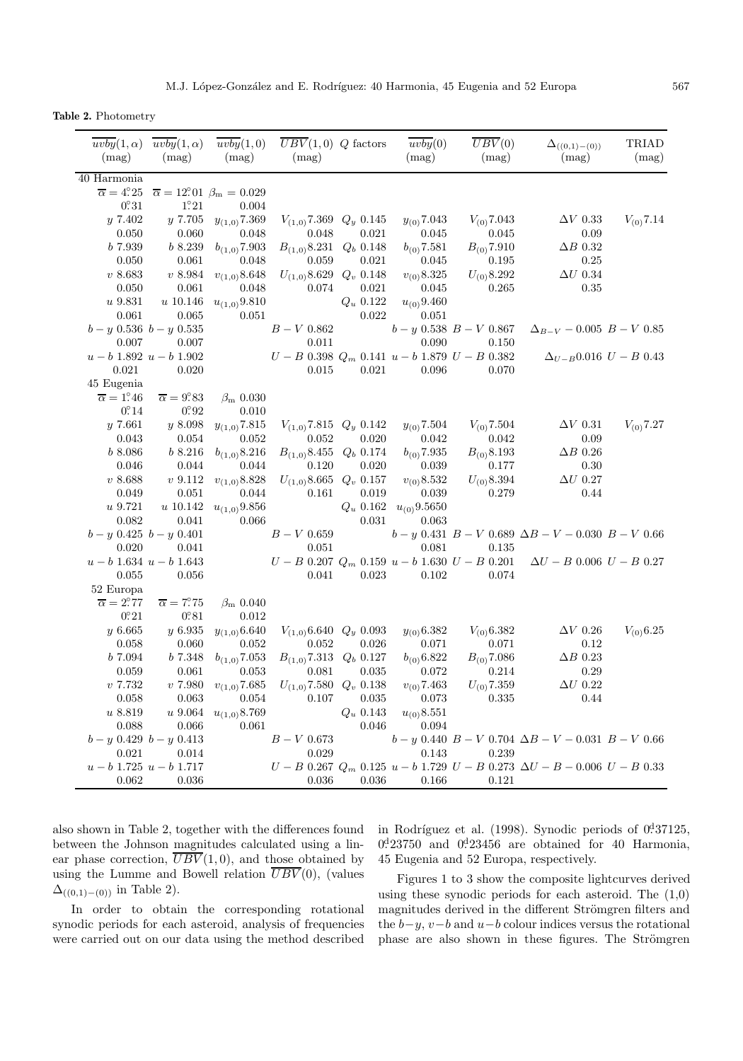**Table 2.** Photometry

| $\overline{uvby}(1,\alpha)$ (mag) | $\overline{uvby}(1,\alpha)$ (mag) | $\overline{uvby}(1,0)$ (mag) | $\overline{UBV}(1,0)$ (mag) | $Q$ factors | $\overline{uvby}(0)$ (mag) | $\overline{UBV}(0)$ (mag) | $\Delta_{((0,1)-(0))}$ (mag) | TRIAD (mag) |
|---|---|---|---|---|---|---|---|---|
| 40 Harmonia | | | | | | | | |
| $\overline{\alpha} = 4\overset{\circ}{.}25$ | $\overline{\alpha} = 12\overset{\circ}{.}01$ | $\beta_{\rm m} = 0.029$ | | | | | | |
| $0\overset{\circ}{.}31$ | $1\overset{\circ}{.}21$ | 0.004 | | | | | | |
| $y$ 7.402 | $y$ 7.705 | $y_{(1,0)}$7.369 | $V_{(1,0)}$7.369 | $Q_y$ 0.145 | $y_{(0)}$7.043 | $V_{(0)}$7.043 | $\Delta V$ 0.33 | $V_{(0)}$7.14 |
| 0.050 | 0.060 | 0.048 | 0.048 | 0.021 | 0.045 | 0.045 | 0.09 | |
| $b$ 7.939 | $b$ 8.239 | $b_{(1,0)}$7.903 | $B_{(1,0)}$8.231 | $Q_b$ 0.148 | $b_{(0)}$7.581 | $B_{(0)}$7.910 | $\Delta B$ 0.32 | |
| 0.050 | 0.061 | 0.048 | 0.059 | 0.021 | 0.045 | 0.195 | 0.25 | |
| $v$ 8.683 | $v$ 8.984 | $v_{(1,0)}$8.648 | $U_{(1,0)}$8.629 | $Q_v$ 0.148 | $v_{(0)}$8.325 | $U_{(0)}$8.292 | $\Delta U$ 0.34 | |
| 0.050 | 0.061 | 0.048 | 0.074 | 0.021 | 0.045 | 0.265 | 0.35 | |
| $u$ 9.831 | $u$ 10.146 | $u_{(1,0)}$9.810 | | $Q_u$ 0.122 | $u_{(0)}$9.460 | | | |
| 0.061 | 0.065 | 0.051 | | 0.022 | 0.051 | | | |
| $b-y$ 0.536 | $b-y$ 0.535 | | $B-V$ 0.862 | | $b-y$ 0.538 | $B-V$ 0.867 | $\Delta_{B-V}$ −0.005 | $B-V$ 0.85 |
| 0.007 | 0.007 | | 0.011 | | 0.090 | 0.150 | | |
| $u-b$ 1.892 | $u-b$ 1.902 | | $U-B$ 0.398 | $Q_m$ 0.141 | $u-b$ 1.879 | $U-B$ 0.382 | $\Delta_{U-B}$0.016 | $U-B$ 0.43 |
| 0.021 | 0.020 | | 0.015 | 0.021 | 0.096 | 0.070 | | |
| 45 Eugenia | | | | | | | | |
| $\overline{\alpha} = 1\overset{\circ}{.}46$ | $\overline{\alpha} = 9\overset{\circ}{.}83$ | $\beta_{\rm m}$ 0.030 | | | | | | |
| $0\overset{\circ}{.}14$ | $0\overset{\circ}{.}92$ | 0.010 | | | | | | |
| $y$ 7.661 | $y$ 8.098 | $y_{(1,0)}$7.815 | $V_{(1,0)}$7.815 | $Q_y$ 0.142 | $y_{(0)}$7.504 | $V_{(0)}$7.504 | $\Delta V$ 0.31 | $V_{(0)}$7.27 |
| 0.043 | 0.054 | 0.052 | 0.052 | 0.020 | 0.042 | 0.042 | 0.09 | |
| $b$ 8.086 | $b$ 8.216 | $b_{(1,0)}$8.216 | $B_{(1,0)}$8.455 | $Q_b$ 0.174 | $b_{(0)}$7.935 | $B_{(0)}$8.193 | $\Delta B$ 0.26 | |
| 0.046 | 0.044 | 0.044 | 0.120 | 0.020 | 0.039 | 0.177 | 0.30 | |
| $v$ 8.688 | $v$ 9.112 | $v_{(1,0)}$8.828 | $U_{(1,0)}$8.665 | $Q_v$ 0.157 | $v_{(0)}$8.532 | $U_{(0)}$8.394 | $\Delta U$ 0.27 | |
| 0.049 | 0.051 | 0.044 | 0.161 | 0.019 | 0.039 | 0.279 | 0.44 | |
| $u$ 9.721 | $u$ 10.142 | $u_{(1,0)}$9.856 | | $Q_u$ 0.162 | $u_{(0)}$9.5650 | | | |
| 0.082 | 0.041 | 0.066 | | 0.031 | 0.063 | | | |
| $b-y$ 0.425 | $b-y$ 0.401 | | $B-V$ 0.659 | | $b-y$ 0.431 | $B-V$ 0.689 | $\Delta B-V$ −0.030 | $B-V$ 0.66 |
| 0.020 | 0.041 | | 0.051 | | 0.081 | 0.135 | | |
| $u-b$ 1.634 | $u-b$ 1.643 | | $U-B$ 0.207 | $Q_m$ 0.159 | $u-b$ 1.630 | $U-B$ 0.201 | $\Delta U-B$ 0.006 | $U-B$ 0.27 |
| 0.055 | 0.056 | | 0.041 | 0.023 | 0.102 | 0.074 | | |
| 52 Europa | | | | | | | | |
| $\overline{\alpha} = 2\overset{\circ}{.}77$ | $\overline{\alpha} = 7\overset{\circ}{.}75$ | $\beta_{\rm m}$ 0.040 | | | | | | |
| $0\overset{\circ}{.}21$ | $0\overset{\circ}{.}81$ | 0.012 | | | | | | |
| $y$ 6.665 | $y$ 6.935 | $y_{(1,0)}$6.640 | $V_{(1,0)}$6.640 | $Q_y$ 0.093 | $y_{(0)}$6.382 | $V_{(0)}$6.382 | $\Delta V$ 0.26 | $V_{(0)}$6.25 |
| 0.058 | 0.060 | 0.052 | 0.052 | 0.026 | 0.071 | 0.071 | 0.12 | |
| $b$ 7.094 | $b$ 7.348 | $b_{(1,0)}$7.053 | $B_{(1,0)}$7.313 | $Q_b$ 0.127 | $b_{(0)}$6.822 | $B_{(0)}$7.086 | $\Delta B$ 0.23 | |
| 0.059 | 0.061 | 0.053 | 0.081 | 0.035 | 0.072 | 0.214 | 0.29 | |
| $v$ 7.732 | $v$ 7.980 | $v_{(1,0)}$7.685 | $U_{(1,0)}$7.580 | $Q_v$ 0.138 | $v_{(0)}$7.463 | $U_{(0)}$7.359 | $\Delta U$ 0.22 | |
| 0.058 | 0.063 | 0.054 | 0.107 | 0.035 | 0.073 | 0.335 | 0.44 | |
| $u$ 8.819 | $u$ 9.064 | $u_{(1,0)}$8.769 | | $Q_u$ 0.143 | $u_{(0)}$8.551 | | | |
| 0.088 | 0.066 | 0.061 | | 0.046 | 0.094 | | | |
| $b-y$ 0.429 | $b-y$ 0.413 | | $B-V$ 0.673 | | $b-y$ 0.440 | $B-V$ 0.704 | $\Delta B-V$ −0.031 | $B-V$ 0.66 |
| 0.021 | 0.014 | | 0.029 | | 0.143 | 0.239 | | |
| $u-b$ 1.725 | $u-b$ 1.717 | | $U-B$ 0.267 | $Q_m$ 0.125 | $u-b$ 1.729 | $U-B$ 0.273 | $\Delta U-B$ −0.006 | $U-B$ 0.33 |
| 0.062 | 0.036 | | 0.036 | 0.036 | 0.166 | 0.121 | | |

also shown in Table 2, together with the differences found between the Johnson magnitudes calculated using a linear phase correction, $\overline{UBV}(1,0)$, and those obtained by using the Lumme and Bowell relation $\overline{UBV}(0)$, (values $\Delta_{((0,1)-(0))}$ in Table 2).

In order to obtain the corresponding rotational synodic periods for each asteroid, analysis of frequencies were carried out on our data using the method described in Rodríguez et al. (1998). Synodic periods of $0\overset{\rm d}{.}37125$, $0\overset{\rm d}{.}23750$ and $0\overset{\rm d}{.}23456$ are obtained for 40 Harmonia, 45 Eugenia and 52 Europa, respectively.

Figures 1 to 3 show the composite lightcurves derived using these synodic periods for each asteroid. The (1,0) magnitudes derived in the different Strömgren filters and the $b-y$, $v-b$ and $u-b$ colour indices versus the rotational phase are also shown in these figures. The Strömgren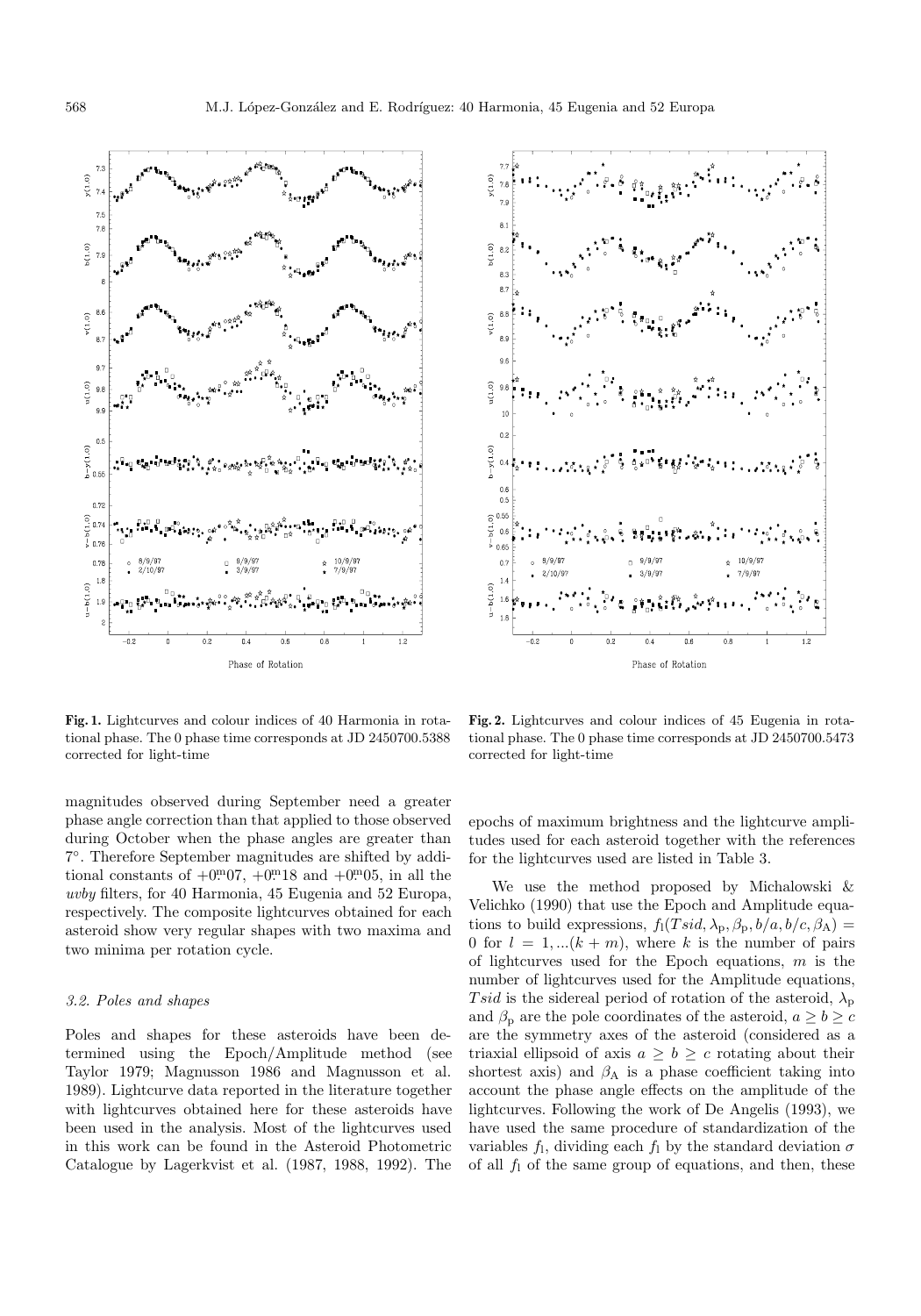**Fig. 1.** Lightcurves and colour indices of 40 Harmonia in rotational phase. The 0 phase time corresponds at JD 2450700.5388 corrected for light-time

**Fig. 2.** Lightcurves and colour indices of 45 Eugenia in rotational phase. The 0 phase time corresponds at JD 2450700.5473 corrected for light-time

magnitudes observed during September need a greater phase angle correction than that applied to those observed during October when the phase angles are greater than 7°. Therefore September magnitudes are shifted by additional constants of $+0\overset{m}{.}07$, $+0\overset{m}{.}18$ and $+0\overset{m}{.}05$, in all the *uvby* filters, for 40 Harmonia, 45 Eugenia and 52 Europa, respectively. The composite lightcurves obtained for each asteroid show very regular shapes with two maxima and two minima per rotation cycle.

### 3.2. Poles and shapes

Poles and shapes for these asteroids have been determined using the Epoch/Amplitude method (see Taylor 1979; Magnusson 1986 and Magnusson et al. 1989). Lightcurve data reported in the literature together with lightcurves obtained here for these asteroids have been used in the analysis. Most of the lightcurves used in this work can be found in the Asteroid Photometric Catalogue by Lagerkvist et al. (1987, 1988, 1992). The epochs of maximum brightness and the lightcurve amplitudes used for each asteroid together with the references for the lightcurves used are listed in Table 3.

We use the method proposed by Michalowski & Velichko (1990) that use the Epoch and Amplitude equations to build expressions, $f_l(Tsid, \lambda_p, \beta_p, b/a, b/c, \beta_A) = 0$ for $l = 1, ...(k+m)$, where $k$ is the number of pairs of lightcurves used for the Epoch equations, $m$ is the number of lightcurves used for the Amplitude equations, $Tsid$ is the sidereal period of rotation of the asteroid, $\lambda_p$ and $\beta_p$ are the pole coordinates of the asteroid, $a \geq b \geq c$ are the symmetry axes of the asteroid (considered as a triaxial ellipsoid of axis $a \geq b \geq c$ rotating about their shortest axis) and $\beta_A$ is a phase coefficient taking into account the phase angle effects on the amplitude of the lightcurves. Following the work of De Angelis (1993), we have used the same procedure of standardization of the variables $f_l$, dividing each $f_l$ by the standard deviation $\sigma$ of all $f_l$ of the same group of equations, and then, these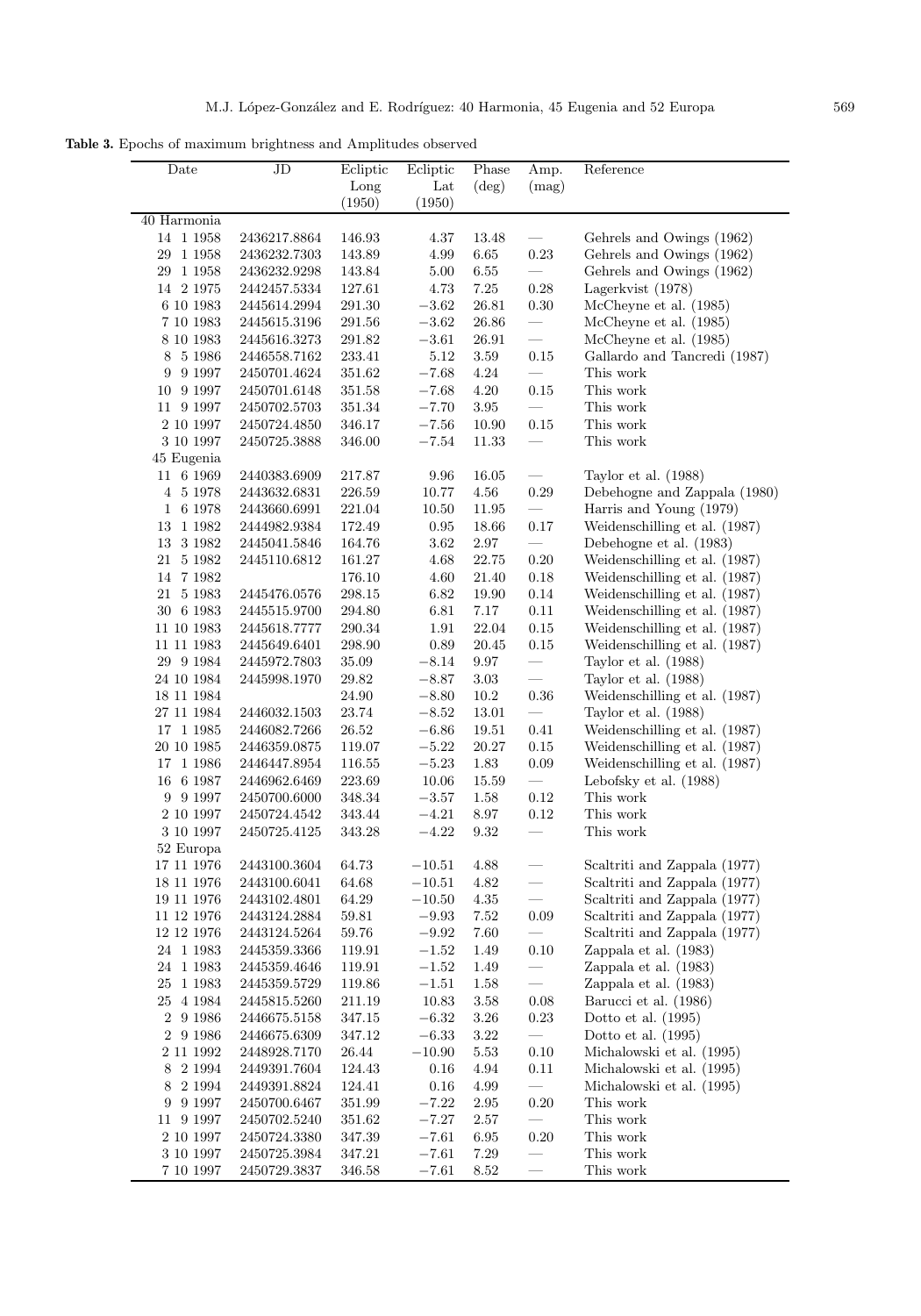**Table 3.** Epochs of maximum brightness and Amplitudes observed

| Date | JD | Ecliptic Long (1950) | Ecliptic Lat (1950) | Phase (deg) | Amp. (mag) | Reference |
|---|---|---|---|---|---|---|
| 40 Harmonia | | | | | | |
| 14 1 1958 | 2436217.8864 | 146.93 | 4.37 | 13.48 | — | Gehrels and Owings (1962) |
| 29 1 1958 | 2436232.7303 | 143.89 | 4.99 | 6.65 | 0.23 | Gehrels and Owings (1962) |
| 29 1 1958 | 2436232.9298 | 143.84 | 5.00 | 6.55 | — | Gehrels and Owings (1962) |
| 14 2 1975 | 2442457.5334 | 127.61 | 4.73 | 7.25 | 0.28 | Lagerkvist (1978) |
| 6 10 1983 | 2445614.2994 | 291.30 | −3.62 | 26.81 | 0.30 | McCheyne et al. (1985) |
| 7 10 1983 | 2445615.3196 | 291.56 | −3.62 | 26.86 | — | McCheyne et al. (1985) |
| 8 10 1983 | 2445616.3273 | 291.82 | −3.61 | 26.91 | — | McCheyne et al. (1985) |
| 8 5 1986 | 2446558.7162 | 233.41 | 5.12 | 3.59 | 0.15 | Gallardo and Tancredi (1987) |
| 9 9 1997 | 2450701.4624 | 351.62 | −7.68 | 4.24 | — | This work |
| 10 9 1997 | 2450701.6148 | 351.58 | −7.68 | 4.20 | 0.15 | This work |
| 11 9 1997 | 2450702.5703 | 351.34 | −7.70 | 3.95 | — | This work |
| 2 10 1997 | 2450724.4850 | 346.17 | −7.56 | 10.90 | 0.15 | This work |
| 3 10 1997 | 2450725.3888 | 346.00 | −7.54 | 11.33 | — | This work |
| 45 Eugenia | | | | | | |
| 11 6 1969 | 2440383.6909 | 217.87 | 9.96 | 16.05 | — | Taylor et al. (1988) |
| 4 5 1978 | 2443632.6831 | 226.59 | 10.77 | 4.56 | 0.29 | Debehogne and Zappala (1980) |
| 1 6 1978 | 2443660.6991 | 221.04 | 10.50 | 11.95 | — | Harris and Young (1979) |
| 13 1 1982 | 2444982.9384 | 172.49 | 0.95 | 18.66 | 0.17 | Weidenschilling et al. (1987) |
| 13 3 1982 | 2445041.5846 | 164.76 | 3.62 | 2.97 | — | Debehogne et al. (1983) |
| 21 5 1982 | 2445110.6812 | 161.27 | 4.68 | 22.75 | 0.20 | Weidenschilling et al. (1987) |
| 14 7 1982 | | 176.10 | 4.60 | 21.40 | 0.18 | Weidenschilling et al. (1987) |
| 21 5 1983 | 2445476.0576 | 298.15 | 6.82 | 19.90 | 0.14 | Weidenschilling et al. (1987) |
| 30 6 1983 | 2445515.9700 | 294.80 | 6.81 | 7.17 | 0.11 | Weidenschilling et al. (1987) |
| 11 10 1983 | 2445618.7777 | 290.34 | 1.91 | 22.04 | 0.15 | Weidenschilling et al. (1987) |
| 11 11 1983 | 2445649.6401 | 298.90 | 0.89 | 20.45 | 0.15 | Weidenschilling et al. (1987) |
| 29 9 1984 | 2445972.7803 | 35.09 | −8.14 | 9.97 | — | Taylor et al. (1988) |
| 24 10 1984 | 2445998.1970 | 29.82 | −8.87 | 3.03 | — | Taylor et al. (1988) |
| 18 11 1984 | | 24.90 | −8.80 | 10.2 | 0.36 | Weidenschilling et al. (1987) |
| 27 11 1984 | 2446032.1503 | 23.74 | −8.52 | 13.01 | — | Taylor et al. (1988) |
| 17 1 1985 | 2446082.7266 | 26.52 | −6.86 | 19.51 | 0.41 | Weidenschilling et al. (1987) |
| 20 10 1985 | 2446359.0875 | 119.07 | −5.22 | 20.27 | 0.15 | Weidenschilling et al. (1987) |
| 17 1 1986 | 2446447.8954 | 116.55 | −5.23 | 1.83 | 0.09 | Weidenschilling et al. (1987) |
| 16 6 1987 | 2446962.6469 | 223.69 | 10.06 | 15.59 | — | Lebofsky et al. (1988) |
| 9 9 1997 | 2450700.6000 | 348.34 | −3.57 | 1.58 | 0.12 | This work |
| 2 10 1997 | 2450724.4542 | 343.44 | −4.21 | 8.97 | 0.12 | This work |
| 3 10 1997 | 2450725.4125 | 343.28 | −4.22 | 9.32 | — | This work |
| 52 Europa | | | | | | |
| 17 11 1976 | 2443100.3604 | 64.73 | −10.51 | 4.88 | — | Scaltriti and Zappala (1977) |
| 18 11 1976 | 2443100.6041 | 64.68 | −10.51 | 4.82 | — | Scaltriti and Zappala (1977) |
| 19 11 1976 | 2443102.4801 | 64.29 | −10.50 | 4.35 | — | Scaltriti and Zappala (1977) |
| 11 12 1976 | 2443124.2884 | 59.81 | −9.93 | 7.52 | 0.09 | Scaltriti and Zappala (1977) |
| 12 12 1976 | 2443124.5264 | 59.76 | −9.92 | 7.60 | — | Scaltriti and Zappala (1977) |
| 24 1 1983 | 2445359.3366 | 119.91 | −1.52 | 1.49 | 0.10 | Zappala et al. (1983) |
| 24 1 1983 | 2445359.4646 | 119.91 | −1.52 | 1.49 | — | Zappala et al. (1983) |
| 25 1 1983 | 2445359.5729 | 119.86 | −1.51 | 1.58 | — | Zappala et al. (1983) |
| 25 4 1984 | 2445815.5260 | 211.19 | 10.83 | 3.58 | 0.08 | Barucci et al. (1986) |
| 2 9 1986 | 2446675.5158 | 347.15 | −6.32 | 3.26 | 0.23 | Dotto et al. (1995) |
| 2 9 1986 | 2446675.6630 | 347.12 | −6.33 | 3.22 | — | Dotto et al. (1995) |
| 2 11 1992 | 2448928.7170 | 26.44 | −10.90 | 5.53 | 0.10 | Michalowski et al. (1995) |
| 8 2 1994 | 2449391.7604 | 124.43 | 0.16 | 4.94 | 0.11 | Michalowski et al. (1995) |
| 8 2 1994 | 2449391.8824 | 124.41 | 0.16 | 4.99 | — | Michalowski et al. (1995) |
| 9 9 1997 | 2450700.6467 | 351.99 | −7.22 | 2.95 | 0.20 | This work |
| 11 9 1997 | 2450702.5240 | 351.62 | −7.27 | 2.57 | — | This work |
| 2 10 1997 | 2450724.3380 | 347.39 | −7.61 | 6.95 | 0.20 | This work |
| 3 10 1997 | 2450725.3984 | 347.21 | −7.61 | 7.29 | — | This work |
| 7 10 1997 | 2450729.3837 | 346.58 | −7.61 | 8.52 | — | This work |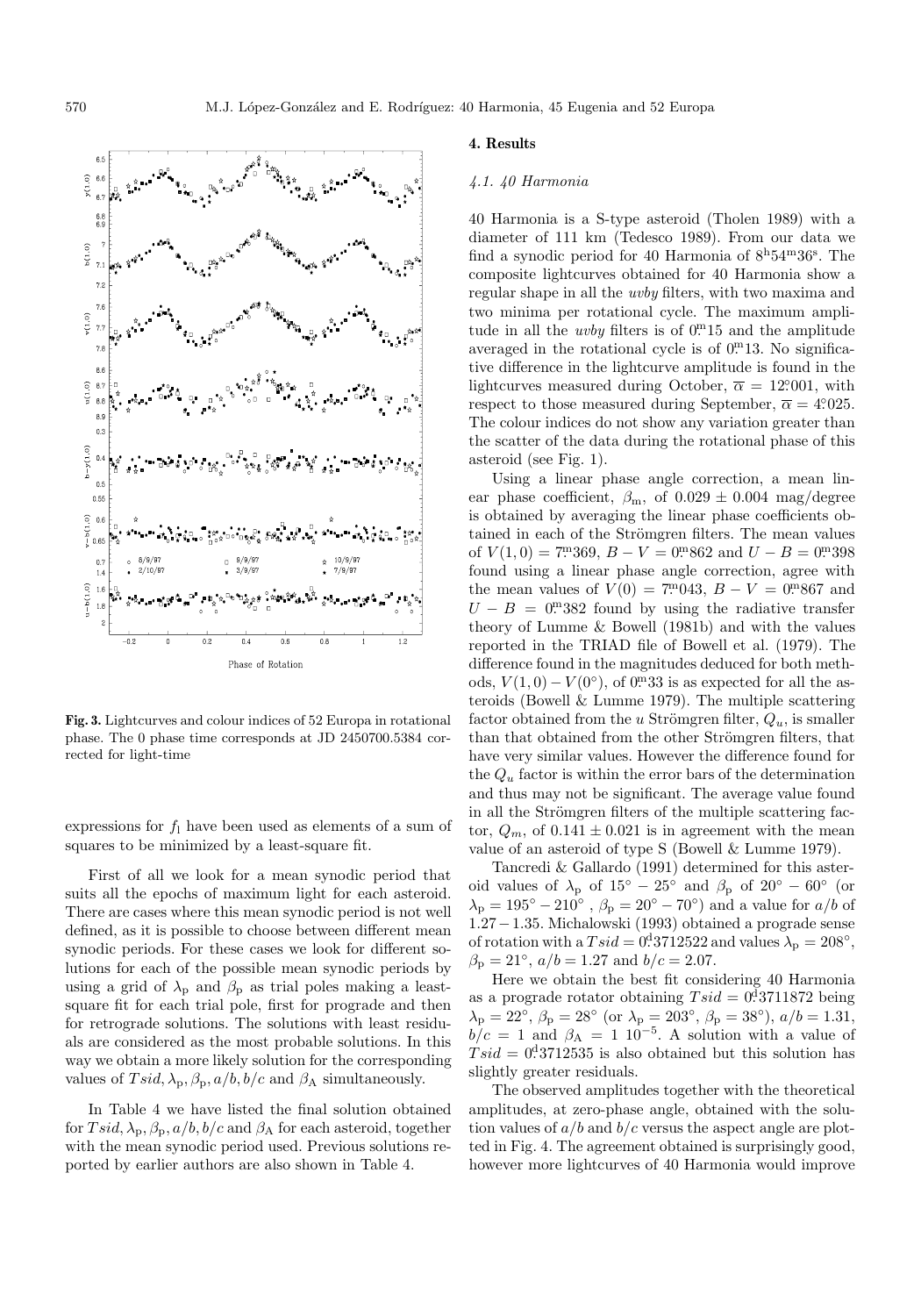**Fig. 3.** Lightcurves and colour indices of 52 Europa in rotational phase. The 0 phase time corresponds at JD 2450700.5384 corrected for light-time

expressions for $f_l$ have been used as elements of a sum of squares to be minimized by a least-square fit.

First of all we look for a mean synodic period that suits all the epochs of maximum light for each asteroid. There are cases where this mean synodic period is not well defined, as it is possible to choose between different mean synodic periods. For these cases we look for different solutions for each of the possible mean synodic periods by using a grid of $\lambda_p$ and $\beta_p$ as trial poles making a least-square fit for each trial pole, first for prograde and then for retrograde solutions. The solutions with least residuals are considered as the most probable solutions. In this way we obtain a more likely solution for the corresponding values of $Tsid, \lambda_p, \beta_p, a/b, b/c$ and $\beta_A$ simultaneously.

In Table 4 we have listed the final solution obtained for $Tsid, \lambda_p, \beta_p, a/b, b/c$ and $\beta_A$ for each asteroid, together with the mean synodic period used. Previous solutions reported by earlier authors are also shown in Table 4.

## 4. Results

### 4.1. 40 Harmonia

40 Harmonia is a S-type asteroid (Tholen 1989) with a diameter of 111 km (Tedesco 1989). From our data we find a synodic period for 40 Harmonia of $8^h54^m36^s$. The composite lightcurves obtained for 40 Harmonia show a regular shape in all the *uvby* filters, with two maxima and two minima per rotational cycle. The maximum amplitude in all the *uvby* filters is of $0.^m15$ and the amplitude averaged in the rotational cycle is of $0.^m13$. No significative difference in the lightcurve amplitude is found in the lightcurves measured during October, $\overline{\alpha} = 12.^\circ001$, with respect to those measured during September, $\overline{\alpha} = 4.^\circ025$. The colour indices do not show any variation greater than the scatter of the data during the rotational phase of this asteroid (see Fig. 1).

Using a linear phase angle correction, a mean linear phase coefficient, $\beta_m$, of $0.029 \pm 0.004$ mag/degree is obtained by averaging the linear phase coefficients obtained in each of the Strömgren filters. The mean values of $V(1,0) = 7.^m369$, $B-V = 0.^m862$ and $U-B = 0.^m398$ found using a linear phase angle correction, agree with the mean values of $V(0) = 7.^m043$, $B-V = 0.^m867$ and $U-B = 0.^m382$ found by using the radiative transfer theory of Lumme & Bowell (1981b) and with the values reported in the TRIAD file of Bowell et al. (1979). The difference found in the magnitudes deduced for both methods, $V(1,0) - V(0^\circ)$, of $0.^m33$ is as expected for all the asteroids (Bowell & Lumme 1979). The multiple scattering factor obtained from the $u$ Strömgren filter, $Q_u$, is smaller than that obtained from the other Strömgren filters, that have very similar values. However the difference found for the $Q_u$ factor is within the error bars of the determination and thus may not be significant. The average value found in all the Strömgren filters of the multiple scattering factor, $Q_m$, of $0.141 \pm 0.021$ is in agreement with the mean value of an asteroid of type S (Bowell & Lumme 1979).

Tancredi & Gallardo (1991) determined for this asteroid values of $\lambda_p$ of $15^\circ - 25^\circ$ and $\beta_p$ of $20^\circ - 60^\circ$ (or $\lambda_p = 195^\circ - 210^\circ$, $\beta_p = 20^\circ - 70^\circ$) and a value for $a/b$ of $1.27 - 1.35$. Michalowski (1993) obtained a prograde sense of rotation with a $Tsid = 0.^d3712522$ and values $\lambda_p = 208^\circ$, $\beta_p = 21^\circ$, $a/b = 1.27$ and $b/c = 2.07$.

Here we obtain the best fit considering 40 Harmonia as a prograde rotator obtaining $Tsid = 0.^d3711872$ being $\lambda_p = 22^\circ$, $\beta_p = 28^\circ$ (or $\lambda_p = 203^\circ$, $\beta_p = 38^\circ$), $a/b = 1.31$, $b/c = 1$ and $\beta_A = 1\ 10^{-5}$. A solution with a value of $Tsid = 0.^d3712535$ is also obtained but this solution has slightly greater residuals.

The observed amplitudes together with the theoretical amplitudes, at zero-phase angle, obtained with the solution values of $a/b$ and $b/c$ versus the aspect angle are plotted in Fig. 4. The agreement obtained is surprisingly good, however more lightcurves of 40 Harmonia would improve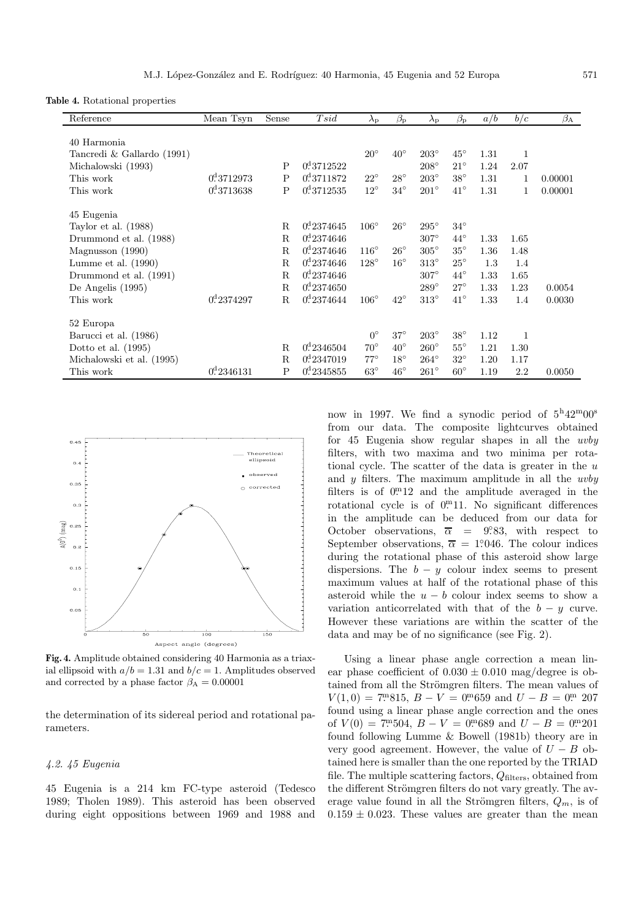**Table 4.** Rotational properties

| Reference | Mean Tsyn | Sense | $Tsid$ | $\lambda_p$ | $\beta_p$ | $\lambda_p$ | $\beta_p$ | $a/b$ | $b/c$ | $\beta_A$ |
|---|---|---|---|---|---|---|---|---|---|---|
| 40 Harmonia | | | | | | | | | | |
| Tancredi & Gallardo (1991) | | | | 20° | 40° | 203° | 45° | 1.31 | 1 | |
| Michalowski (1993) | | P | $0^d3712522$ | | | 208° | 21° | 1.24 | 2.07 | |
| This work | $0^d3712973$ | P | $0^d3711872$ | 22° | 28° | 203° | 38° | 1.31 | 1 | 0.00001 |
| This work | $0^d3713638$ | P | $0^d3712535$ | 12° | 34° | 201° | 41° | 1.31 | 1 | 0.00001 |
| 45 Eugenia | | | | | | | | | | |
| Taylor et al. (1988) | | R | $0^d2374645$ | 106° | 26° | 295° | 34° | | | |
| Drummond et al. (1988) | | R | $0^d2374646$ | | | 307° | 44° | 1.33 | 1.65 | |
| Magnusson (1990) | | R | $0^d2374646$ | 116° | 26° | 305° | 35° | 1.36 | 1.48 | |
| Lumme et al. (1990) | | R | $0^d2374646$ | 128° | 16° | 313° | 25° | 1.3 | 1.4 | |
| Drummond et al. (1991) | | R | $0^d2374646$ | | | 307° | 44° | 1.33 | 1.65 | |
| De Angelis (1995) | | R | $0^d2374650$ | | | 289° | 27° | 1.33 | 1.23 | 0.0054 |
| This work | $0^d2374297$ | R | $0^d2374644$ | 106° | 42° | 313° | 41° | 1.33 | 1.4 | 0.0030 |
| 52 Europa | | | | | | | | | | |
| Barucci et al. (1986) | | | | 0° | 37° | 203° | 38° | 1.12 | 1 | |
| Dotto et al. (1995) | | R | $0^d2346504$ | 70° | 40° | 260° | 55° | 1.21 | 1.30 | |
| Michalowski et al. (1995) | | R | $0^d2347019$ | 77° | 18° | 264° | 32° | 1.20 | 1.17 | |
| This work | $0^d2346131$ | P | $0^d2345855$ | 63° | 46° | 261° | 60° | 1.19 | 2.2 | 0.0050 |

**Fig. 4.** Amplitude obtained considering 40 Harmonia as a triaxial ellipsoid with $a/b = 1.31$ and $b/c = 1$. Amplitudes observed and corrected by a phase factor $\beta_A = 0.00001$

the determination of its sidereal period and rotational parameters.

### 4.2. 45 Eugenia

45 Eugenia is a 214 km FC-type asteroid (Tedesco 1989; Tholen 1989). This asteroid has been observed during eight oppositions between 1969 and 1988 and now in 1997. We find a synodic period of $5^h42^m00^s$ from our data. The composite lightcurves obtained for 45 Eugenia show regular shapes in all the *uvby* filters, with two maxima and two minima per rotational cycle. The scatter of the data is greater in the *u* and *y* filters. The maximum amplitude in all the *uvby* filters is of $0^m.12$ and the amplitude averaged in the rotational cycle is of $0^m.11$. No significant differences in the amplitude can be deduced from our data for October observations, $\overline{\alpha} = 9^\circ.83$, with respect to September observations, $\overline{\alpha} = 1^\circ.046$. The colour indices during the rotational phase of this asteroid show large dispersions. The $b-y$ colour index seems to present maximum values at half of the rotational phase of this asteroid while the $u-b$ colour index seems to show a variation anticorrelated with that of the $b-y$ curve. However these variations are within the scatter of the data and may be of no significance (see Fig. 2).

Using a linear phase angle correction a mean linear phase coefficient of $0.030 \pm 0.010$ mag/degree is obtained from all the Strömgren filters. The mean values of $V(1,0) = 7^m.815$, $B-V = 0^m.659$ and $U-B = 0^m.207$ found using a linear phase angle correction and the ones of $V(0) = 7^m.504$, $B-V = 0^m.689$ and $U-B = 0^m.201$ found following Lumme & Bowell (1981b) theory are in very good agreement. However, the value of $U-B$ obtained here is smaller than the one reported by the TRIAD file. The multiple scattering factors, $Q_{\rm filters}$, obtained from the different Strömgren filters do not vary greatly. The average value found in all the Strömgren filters, $Q_m$, is of $0.159 \pm 0.023$. These values are greater than the mean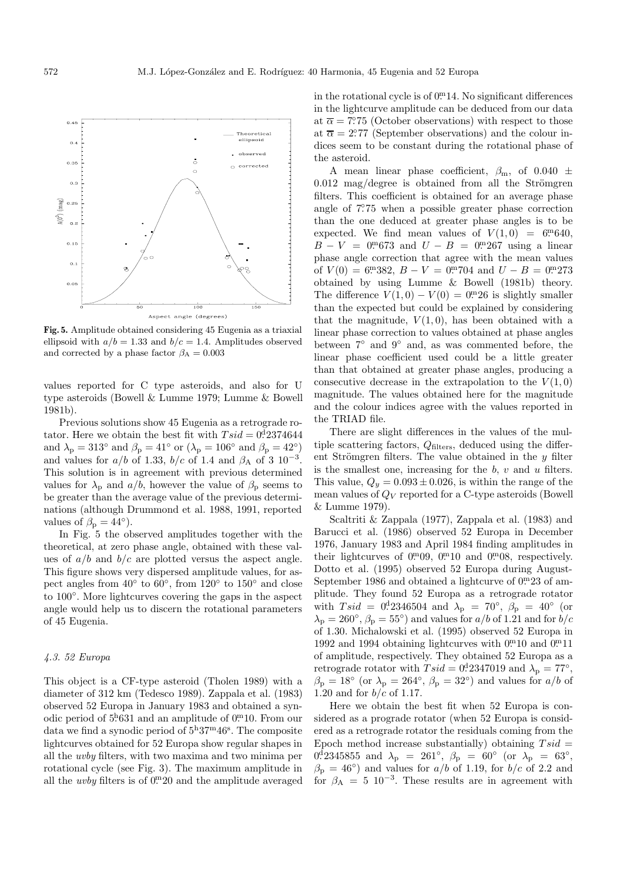Fig. 5. Amplitude obtained considering 45 Eugenia as a triaxial ellipsoid with $a/b = 1.33$ and $b/c = 1.4$. Amplitudes observed and corrected by a phase factor $\beta_A = 0.003$

values reported for C type asteroids, and also for U type asteroids (Bowell & Lumme 1979; Lumme & Bowell 1981b).

Previous solutions show 45 Eugenia as a retrograde rotator. Here we obtain the best fit with $Tsid = 0^{\rm d}\!.2374644$ and $\lambda_{\rm p} = 313°$ and $\beta_{\rm p} = 41°$ or ($\lambda_{\rm p} = 106°$ and $\beta_{\rm p} = 42°$) and values for $a/b$ of 1.33, $b/c$ of 1.4 and $\beta_{\rm A}$ of $3\ 10^{-3}$. This solution is in agreement with previous determined values for $\lambda_{\rm p}$ and $a/b$, however the value of $\beta_{\rm p}$ seems to be greater than the average value of the previous determinations (although Drummond et al. 1988, 1991, reported values of $\beta_{\rm p} = 44°$).

In Fig. 5 the observed amplitudes together with the theoretical, at zero phase angle, obtained with these values of $a/b$ and $b/c$ are plotted versus the aspect angle. This figure shows very dispersed amplitude values, for aspect angles from 40° to 60°, from 120° to 150° and close to 100°. More lightcurves covering the gaps in the aspect angle would help us to discern the rotational parameters of 45 Eugenia.

#### 4.3. 52 Europa

This object is a CF-type asteroid (Tholen 1989) with a diameter of 312 km (Tedesco 1989). Zappala et al. (1983) observed 52 Europa in January 1983 and obtained a synodic period of $5^{\rm h}\!.631$ and an amplitude of $0^{\rm m}\!.10$. From our data we find a synodic period of $5^{\rm h}37^{\rm m}46^{\rm s}$. The composite lightcurves obtained for 52 Europa show regular shapes in all the *uvby* filters, with two maxima and two minima per rotational cycle (see Fig. 3). The maximum amplitude in all the *uvby* filters is of $0^{\rm m}\!.20$ and the amplitude averaged in the rotational cycle is of $0^{\rm m}\!.14$. No significant differences in the lightcurve amplitude can be deduced from our data at $\overline{\alpha} = 7°\!.75$ (October observations) with respect to those at $\overline{\alpha} = 2°\!.77$ (September observations) and the colour indices seem to be constant during the rotational phase of the asteroid.

A mean linear phase coefficient, $\beta_{\rm m}$, of $0.040 \pm 0.012$ mag/degree is obtained from all the Strömgren filters. This coefficient is obtained for an average phase angle of $7°\!.75$ when a possible greater phase correction than the one deduced at greater phase angles is to be expected. We find mean values of $V(1,0) = 6^{\rm m}\!.640$, $B-V = 0^{\rm m}\!.673$ and $U-B = 0^{\rm m}\!.267$ using a linear phase angle correction that agree with the mean values of $V(0) = 6^{\rm m}\!.382$, $B-V = 0^{\rm m}\!.704$ and $U-B = 0^{\rm m}\!.273$ obtained by using Lumme & Bowell (1981b) theory. The difference $V(1,0) - V(0) = 0^{\rm m}\!.26$ is slightly smaller than the expected but could be explained by considering that the magnitude, $V(1,0)$, has been obtained with a linear phase correction to values obtained at phase angles between 7° and 9° and, as was commented before, the linear phase coefficient used could be a little greater than that obtained at greater phase angles, producing a consecutive decrease in the extrapolation to the $V(1,0)$ magnitude. The values obtained here for the magnitude and the colour indices agree with the values reported in the TRIAD file.

There are slight differences in the values of the multiple scattering factors, $Q_{\rm filters}$, deduced using the different Strömgren filters. The value obtained in the *y* filter is the smallest one, increasing for the *b*, *v* and *u* filters. This value, $Q_y = 0.093 \pm 0.026$, is within the range of the mean values of $Q_V$ reported for a C-type asteroids (Bowell & Lumme 1979).

Scaltriti & Zappala (1977), Zappala et al. (1983) and Barucci et al. (1986) observed 52 Europa in December 1976, January 1983 and April 1984 finding amplitudes in their lightcurves of $0^{\rm m}\!.09$, $0^{\rm m}\!.10$ and $0^{\rm m}\!.08$, respectively. Dotto et al. (1995) observed 52 Europa during August-September 1986 and obtained a lightcurve of $0^{\rm m}\!.23$ of amplitude. They found 52 Europa as a retrograde rotator with $Tsid = 0^{\rm d}\!.2346504$ and $\lambda_{\rm p} = 70°$, $\beta_{\rm p} = 40°$ (or $\lambda_{\rm p} = 260°$, $\beta_{\rm p} = 55°$) and values for $a/b$ of 1.21 and for $b/c$ of 1.30. Michalowski et al. (1995) observed 52 Europa in 1992 and 1994 obtaining lightcurves with $0^{\rm m}\!.10$ and $0^{\rm m}\!.11$ of amplitude, respectively. They obtained 52 Europa as a retrograde rotator with $Tsid = 0^{\rm d}\!.2347019$ and $\lambda_{\rm p} = 77°$, $\beta_{\rm p} = 18°$ (or $\lambda_{\rm p} = 264°$, $\beta_{\rm p} = 32°$) and values for $a/b$ of 1.20 and for $b/c$ of 1.17.

Here we obtain the best fit when 52 Europa is considered as a prograde rotator (when 52 Europa is considered as a retrograde rotator the residuals coming from the Epoch method increase substantially) obtaining $Tsid = 0^{\rm d}\!.2345855$ and $\lambda_{\rm p} = 261°$, $\beta_{\rm p} = 60°$ (or $\lambda_{\rm p} = 63°$, $\beta_{\rm p} = 46°$) and values for $a/b$ of 1.19, for $b/c$ of 2.2 and for $\beta_{\rm A} = 5\ 10^{-3}$. These results are in agreement with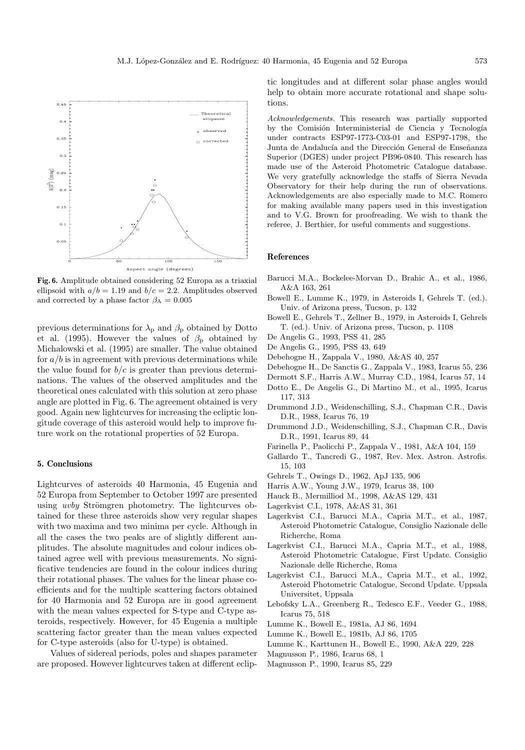**Fig. 6.** Amplitude obtained considering 52 Europa as a triaxial ellipsoid with $a/b = 1.19$ and $b/c = 2.2$. Amplitudes observed and corrected by a phase factor $\beta_A = 0.005$

previous determinations for $\lambda_p$ and $\beta_p$ obtained by Dotto et al. (1995). However the values of $\beta_p$ obtained by Michalowski et al. (1995) are smaller. The value obtained for $a/b$ is in agreement with previous determinations while the value found for $b/c$ is greater than previous determinations. The values of the observed amplitudes and the theoretical ones calculated with this solution at zero phase angle are plotted in Fig. 6. The agreement obtained is very good. Again new lightcurves for increasing the ecliptic longitude coverage of this asteroid would help to improve future work on the rotational properties of 52 Europa.

## 5. Conclusions

Lightcurves of asteroids 40 Harmonia, 45 Eugenia and 52 Europa from September to October 1997 are presented using *uvby* Strömgren photometry. The lightcurves obtained for these three asteroids show very regular shapes with two maxima and two minima per cycle. Although in all the cases the two peaks are of slightly different amplitudes. The absolute magnitudes and colour indices obtained agree well with previous measurements. No significative tendencies are found in the colour indices during their rotational phases. The values for the linear phase coefficients and for the multiple scattering factors obtained for 40 Harmonia and 52 Europa are in good agreement with the mean values expected for S-type and C-type asteroids, respectively. However, for 45 Eugenia a multiple scattering factor greater than the mean values expected for C-type asteroids (also for U-type) is obtained.

Values of sidereal periods, poles and shapes parameter are proposed. However lightcurves taken at different ecliptic longitudes and at different solar phase angles would help to obtain more accurate rotational and shape solutions.

*Acknowledgements.* This research was partially supported by the Comisión Interministerial de Ciencia y Tecnología under contracts ESP97-1773-C03-01 and ESP97-1798, the Junta de Andalucía and the Dirección General de Enseñanza Superior (DGES) under project PB96-0840. This research has made use of the Asteroid Photometric Catalogue database. We very gratefully acknowledge the staffs of Sierra Nevada Observatory for their help during the run of observations. Acknowledgements are also especially made to M.C. Romero for making available many papers used in this investigation and to V.G. Brown for proofreading. We wish to thank the referee, J. Berthier, for useful comments and suggestions.

## References

Barucci M.A., Bockelee-Morvan D., Brahic A., et al., 1986, A&A 163, 261

Bowell E., Lumme K., 1979, in Asteroids I, Gehrels T. (ed.). Univ. of Arizona press, Tucson, p. 132

Bowell E., Gehrels T., Zellner B., 1979, in Asteroids I, Gehrels T. (ed.). Univ. of Arizona press, Tucson, p. 1108

De Angelis G., 1993, PSS 41, 285

De Angelis G., 1995, PSS 43, 649

Debehogne H., Zappala V., 1980, A&AS 40, 257

Debehogne H., De Sanctis G., Zappala V., 1983, Icarus 55, 236

Dermott S.F., Harris A.W., Murray C.D., 1984, Icarus 57, 14

Dotto E., De Angelis G., Di Martino M., et al., 1995, Icarus 117, 313

Drummond J.D., Weidenschilling, S.J., Chapman C.R., Davis D.R., 1988, Icarus 76, 19

Drummond J.D., Weidenschilling, S.J., Chapman C.R., Davis D.R., 1991, Icarus 89, 44

Farinella P., Paolicchi P., Zappala V., 1981, A&A 104, 159

Gallardo T., Tancredi G., 1987, Rev. Mex. Astron. Astrofis. 15, 103

Gehrels T., Owings D., 1962, ApJ 135, 906

Harris A.W., Young J.W., 1979, Icarus 38, 100

Hauck B., Mermilliod M., 1998, A&AS 129, 431

Lagerkvist C.I., 1978, A&AS 31, 361

Lagerkvist C.I., Barucci M.A., Capria M.T., et al., 1987, Asteroid Photometric Catalogue, Consiglio Nazionale delle Richerche, Roma

Lagerkvist C.I., Barucci M.A., Capria M.T., et al., 1988, Asteroid Photometric Catalogue, First Update. Consiglio Nazionale delle Richerche, Roma

Lagerkvist C.I., Barucci M.A., Capria M.T., et al., 1992, Asteroid Photometric Catalogue, Second Update. Uppsala Universitet, Uppsala

Lebofsky L.A., Greenberg R., Tedesco E.F., Veeder G., 1988, Icarus 75, 518

Lumme K., Bowell E., 1981a, AJ 86, 1694

Lumme K., Bowell E., 1981b, AJ 86, 1705

Lumme K., Karttunen H., Bowell E., 1990, A&A 229, 228

Magnusson P., 1986, Icarus 68, 1

Magnusson P., 1990, Icarus 85, 229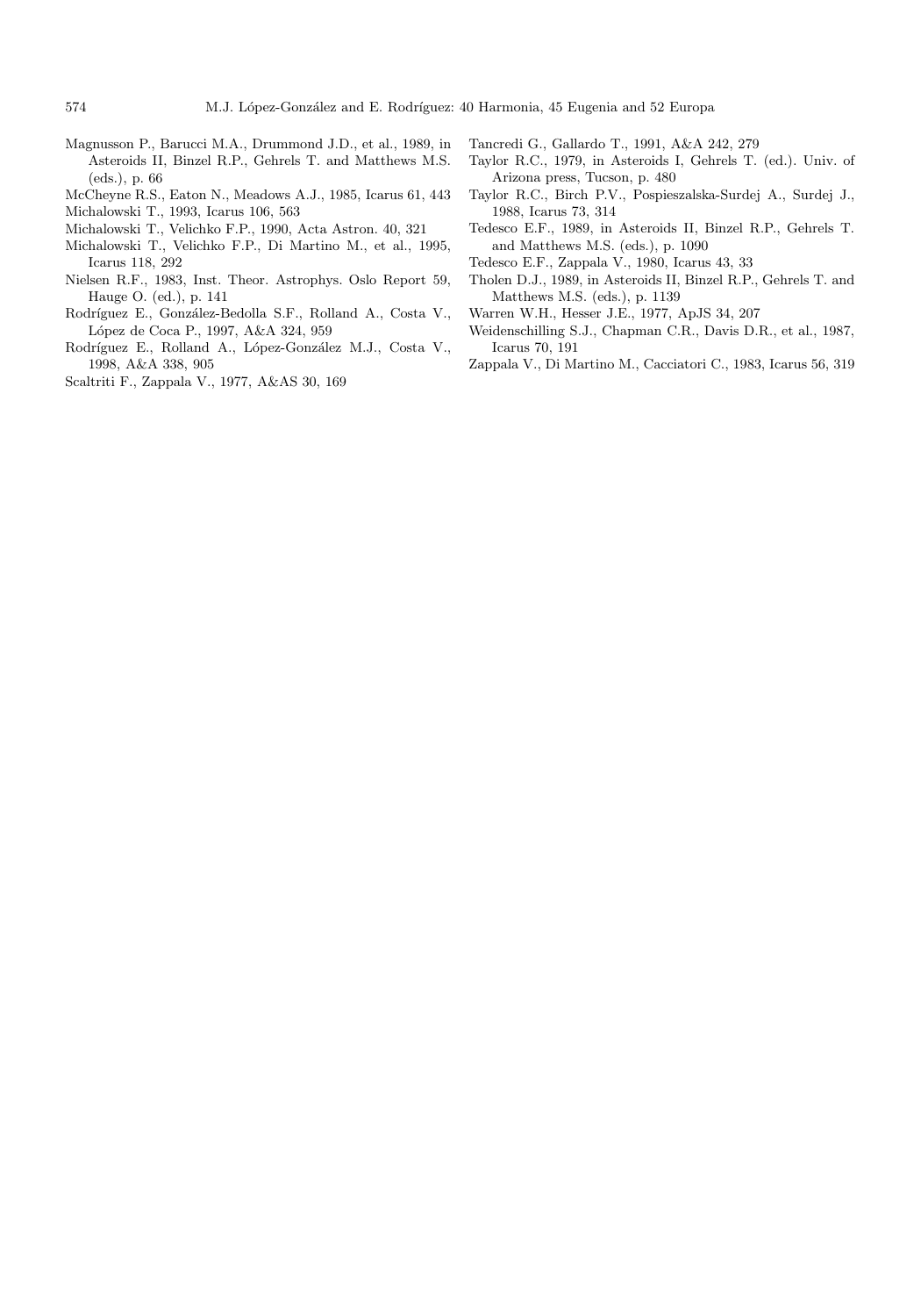Magnusson P., Barucci M.A., Drummond J.D., et al., 1989, in Asteroids II, Binzel R.P., Gehrels T. and Matthews M.S. (eds.), p. 66

McCheyne R.S., Eaton N., Meadows A.J., 1985, Icarus 61, 443

Michalowski T., 1993, Icarus 106, 563

Michalowski T., Velichko F.P., 1990, Acta Astron. 40, 321

Michalowski T., Velichko F.P., Di Martino M., et al., 1995, Icarus 118, 292

Nielsen R.F., 1983, Inst. Theor. Astrophys. Oslo Report 59, Hauge O. (ed.), p. 141

Rodríguez E., González-Bedolla S.F., Rolland A., Costa V., López de Coca P., 1997, A&A 324, 959

Rodríguez E., Rolland A., López-González M.J., Costa V., 1998, A&A 338, 905

Scaltriti F., Zappala V., 1977, A&AS 30, 169

Tancredi G., Gallardo T., 1991, A&A 242, 279

Taylor R.C., 1979, in Asteroids I, Gehrels T. (ed.). Univ. of Arizona press, Tucson, p. 480

Taylor R.C., Birch P.V., Pospieszalska-Surdej A., Surdej J., 1988, Icarus 73, 314

Tedesco E.F., 1989, in Asteroids II, Binzel R.P., Gehrels T. and Matthews M.S. (eds.), p. 1090

Tedesco E.F., Zappala V., 1980, Icarus 43, 33

Tholen D.J., 1989, in Asteroids II, Binzel R.P., Gehrels T. and Matthews M.S. (eds.), p. 1139

Warren W.H., Hesser J.E., 1977, ApJS 34, 207

Weidenschilling S.J., Chapman C.R., Davis D.R., et al., 1987, Icarus 70, 191

Zappala V., Di Martino M., Cacciatori C., 1983, Icarus 56, 319